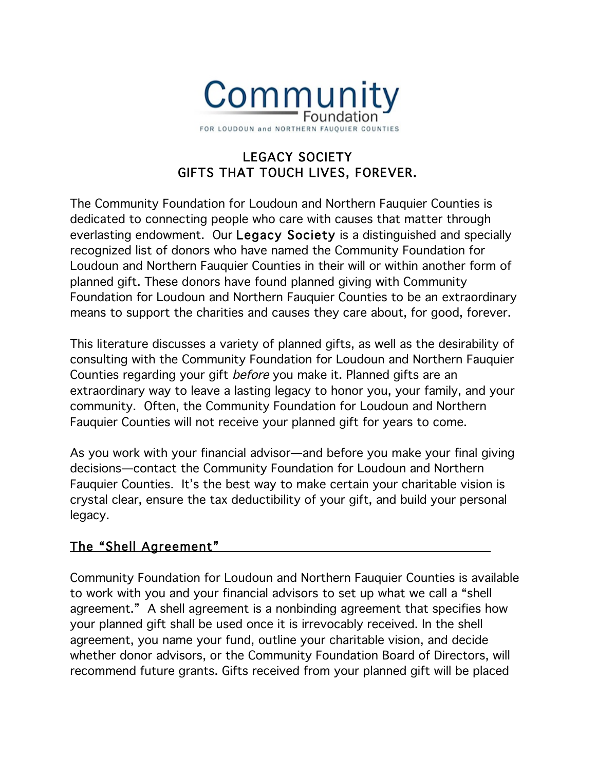Community Foundation

FOR LOUDOUN and NORTHERN FAUQUIER COUNTIES

# LEGACY SOCIETY
# GIFTS THAT TOUCH LIVES, FOREVER.

The Community Foundation for Loudoun and Northern Fauquier Counties is dedicated to connecting people who care with causes that matter through everlasting endowment. Our **Legacy Society** is a distinguished and specially recognized list of donors who have named the Community Foundation for Loudoun and Northern Fauquier Counties in their will or within another form of planned gift. These donors have found planned giving with Community Foundation for Loudoun and Northern Fauquier Counties to be an extraordinary means to support the charities and causes they care about, for good, forever.

This literature discusses a variety of planned gifts, as well as the desirability of consulting with the Community Foundation for Loudoun and Northern Fauquier Counties regarding your gift *before* you make it. Planned gifts are an extraordinary way to leave a lasting legacy to honor you, your family, and your community. Often, the Community Foundation for Loudoun and Northern Fauquier Counties will not receive your planned gift for years to come.

As you work with your financial advisor—and before you make your final giving decisions—contact the Community Foundation for Loudoun and Northern Fauquier Counties. It's the best way to make certain your charitable vision is crystal clear, ensure the tax deductibility of your gift, and build your personal legacy.

## The "Shell Agreement"

Community Foundation for Loudoun and Northern Fauquier Counties is available to work with you and your financial advisors to set up what we call a "shell agreement." A shell agreement is a nonbinding agreement that specifies how your planned gift shall be used once it is irrevocably received. In the shell agreement, you name your fund, outline your charitable vision, and decide whether donor advisors, or the Community Foundation Board of Directors, will recommend future grants. Gifts received from your planned gift will be placed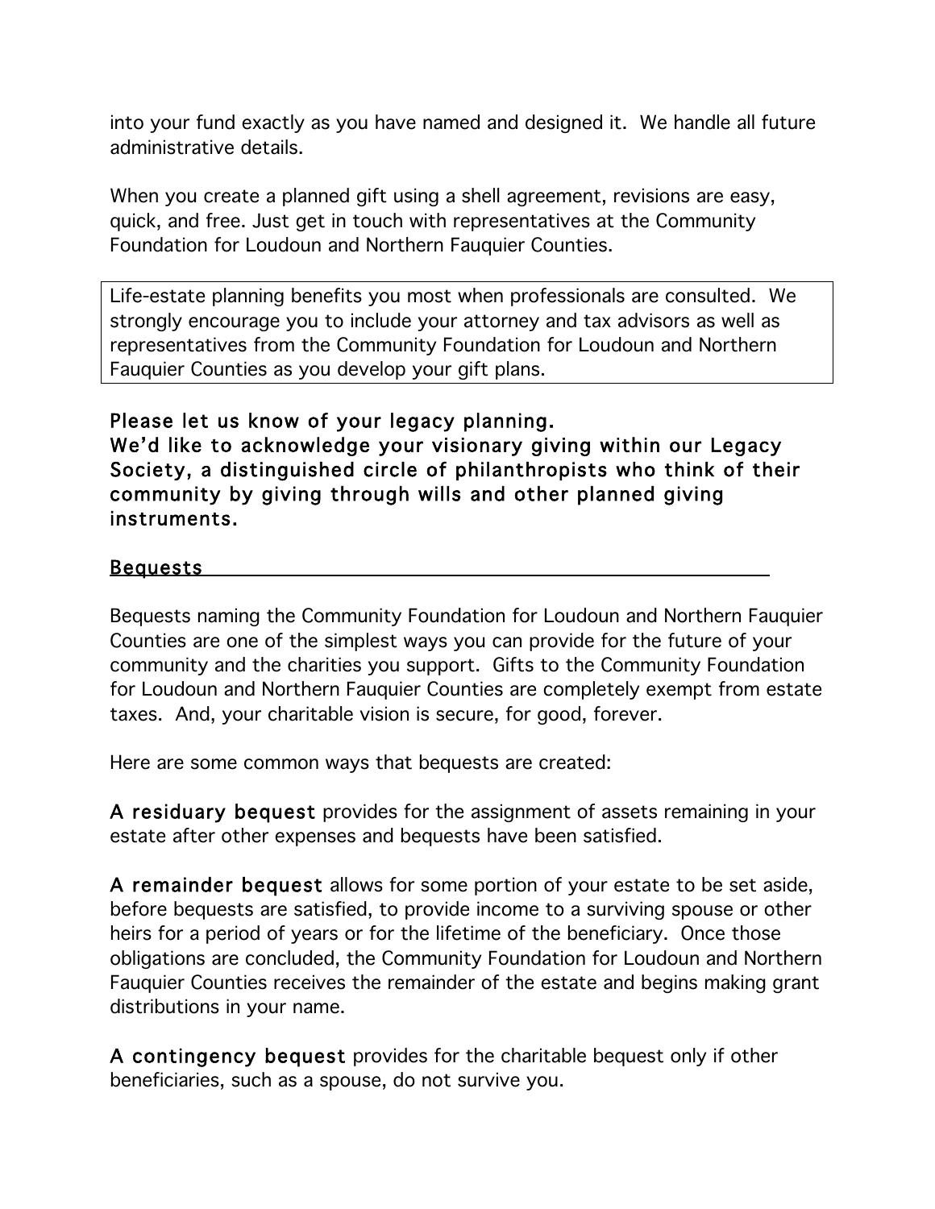into your fund exactly as you have named and designed it. We handle all future administrative details.

When you create a planned gift using a shell agreement, revisions are easy, quick, and free. Just get in touch with representatives at the Community Foundation for Loudoun and Northern Fauquier Counties.

> Life-estate planning benefits you most when professionals are consulted. We strongly encourage you to include your attorney and tax advisors as well as representatives from the Community Foundation for Loudoun and Northern Fauquier Counties as you develop your gift plans.

**Please let us know of your legacy planning.**
**We'd like to acknowledge your visionary giving within our Legacy Society, a distinguished circle of philanthropists who think of their community by giving through wills and other planned giving instruments.**

## Bequests

Bequests naming the Community Foundation for Loudoun and Northern Fauquier Counties are one of the simplest ways you can provide for the future of your community and the charities you support. Gifts to the Community Foundation for Loudoun and Northern Fauquier Counties are completely exempt from estate taxes. And, your charitable vision is secure, for good, forever.

Here are some common ways that bequests are created:

**A residuary bequest** provides for the assignment of assets remaining in your estate after other expenses and bequests have been satisfied.

**A remainder bequest** allows for some portion of your estate to be set aside, before bequests are satisfied, to provide income to a surviving spouse or other heirs for a period of years or for the lifetime of the beneficiary. Once those obligations are concluded, the Community Foundation for Loudoun and Northern Fauquier Counties receives the remainder of the estate and begins making grant distributions in your name.

**A contingency bequest** provides for the charitable bequest only if other beneficiaries, such as a spouse, do not survive you.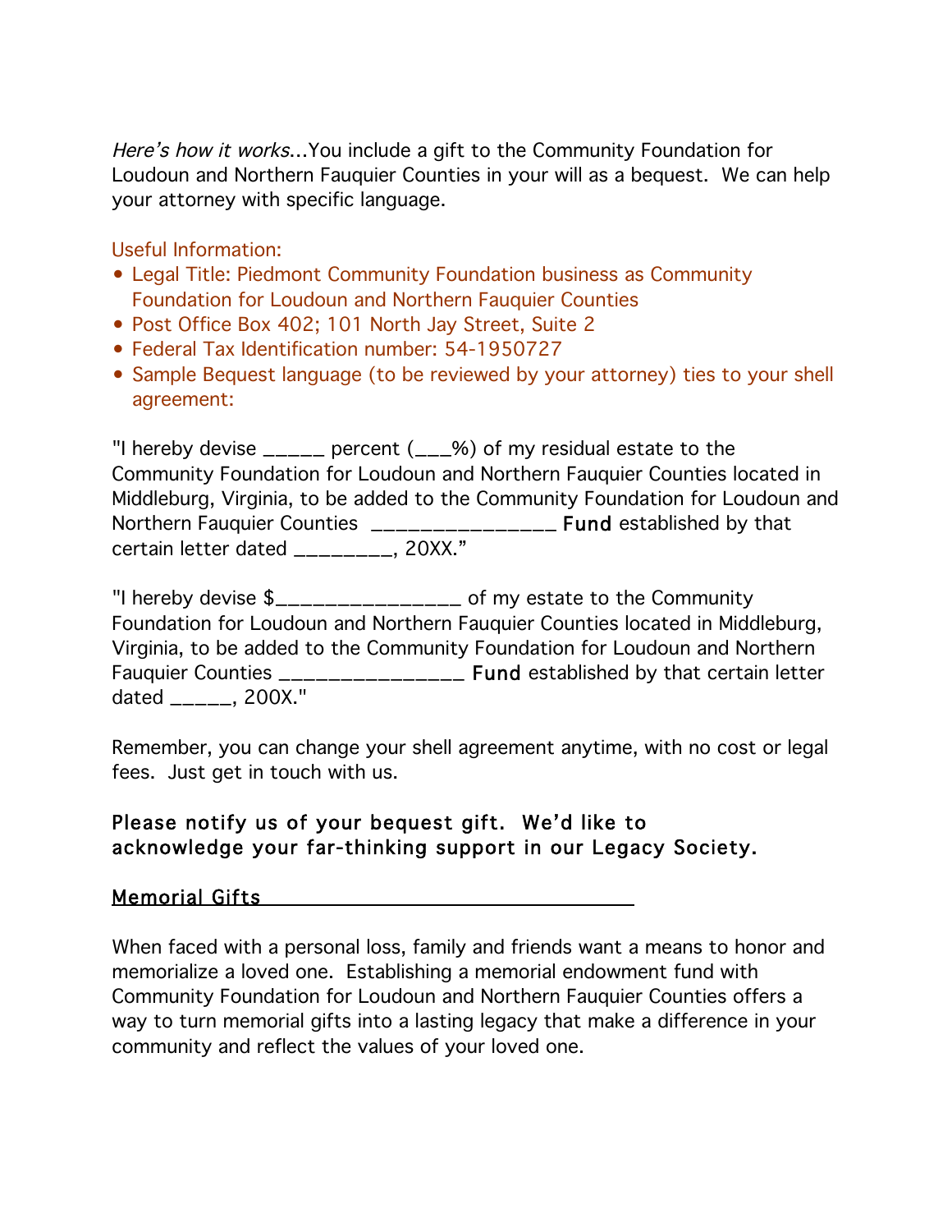*Here's how it works*...You include a gift to the Community Foundation for Loudoun and Northern Fauquier Counties in your will as a bequest. We can help your attorney with specific language.

Useful Information:

- Legal Title: Piedmont Community Foundation business as Community Foundation for Loudoun and Northern Fauquier Counties
- Post Office Box 402; 101 North Jay Street, Suite 2
- Federal Tax Identification number: 54-1950727
- Sample Bequest language (to be reviewed by your attorney) ties to your shell agreement:

"I hereby devise _____ percent (___%) of my residual estate to the Community Foundation for Loudoun and Northern Fauquier Counties located in Middleburg, Virginia, to be added to the Community Foundation for Loudoun and Northern Fauquier Counties _______________ Fund established by that certain letter dated ________, 20XX."

"I hereby devise $_______________ of my estate to the Community Foundation for Loudoun and Northern Fauquier Counties located in Middleburg, Virginia, to be added to the Community Foundation for Loudoun and Northern Fauquier Counties _______________ Fund established by that certain letter dated _____, 200X."

Remember, you can change your shell agreement anytime, with no cost or legal fees. Just get in touch with us.

**Please notify us of your bequest gift. We'd like to acknowledge your far-thinking support in our Legacy Society.**

## Memorial Gifts

When faced with a personal loss, family and friends want a means to honor and memorialize a loved one. Establishing a memorial endowment fund with Community Foundation for Loudoun and Northern Fauquier Counties offers a way to turn memorial gifts into a lasting legacy that make a difference in your community and reflect the values of your loved one.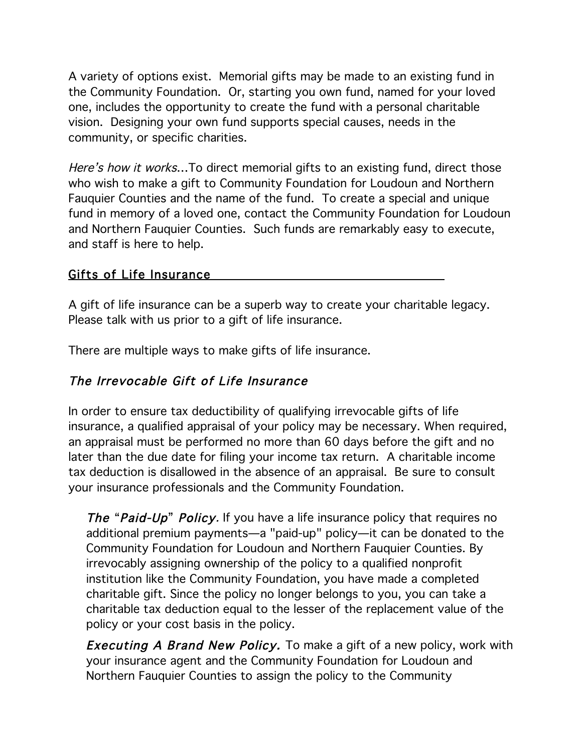A variety of options exist. Memorial gifts may be made to an existing fund in the Community Foundation. Or, starting you own fund, named for your loved one, includes the opportunity to create the fund with a personal charitable vision. Designing your own fund supports special causes, needs in the community, or specific charities.

*Here's how it works*...To direct memorial gifts to an existing fund, direct those who wish to make a gift to Community Foundation for Loudoun and Northern Fauquier Counties and the name of the fund. To create a special and unique fund in memory of a loved one, contact the Community Foundation for Loudoun and Northern Fauquier Counties. Such funds are remarkably easy to execute, and staff is here to help.

## Gifts of Life Insurance

A gift of life insurance can be a superb way to create your charitable legacy. Please talk with us prior to a gift of life insurance.

There are multiple ways to make gifts of life insurance.

### *The Irrevocable Gift of Life Insurance*

In order to ensure tax deductibility of qualifying irrevocable gifts of life insurance, a qualified appraisal of your policy may be necessary. When required, an appraisal must be performed no more than 60 days before the gift and no later than the due date for filing your income tax return. A charitable income tax deduction is disallowed in the absence of an appraisal. Be sure to consult your insurance professionals and the Community Foundation.

***The "Paid-Up" Policy.*** If you have a life insurance policy that requires no additional premium payments—a "paid-up" policy—it can be donated to the Community Foundation for Loudoun and Northern Fauquier Counties. By irrevocably assigning ownership of the policy to a qualified nonprofit institution like the Community Foundation, you have made a completed charitable gift. Since the policy no longer belongs to you, you can take a charitable tax deduction equal to the lesser of the replacement value of the policy or your cost basis in the policy.

***Executing A Brand New Policy.*** To make a gift of a new policy, work with your insurance agent and the Community Foundation for Loudoun and Northern Fauquier Counties to assign the policy to the Community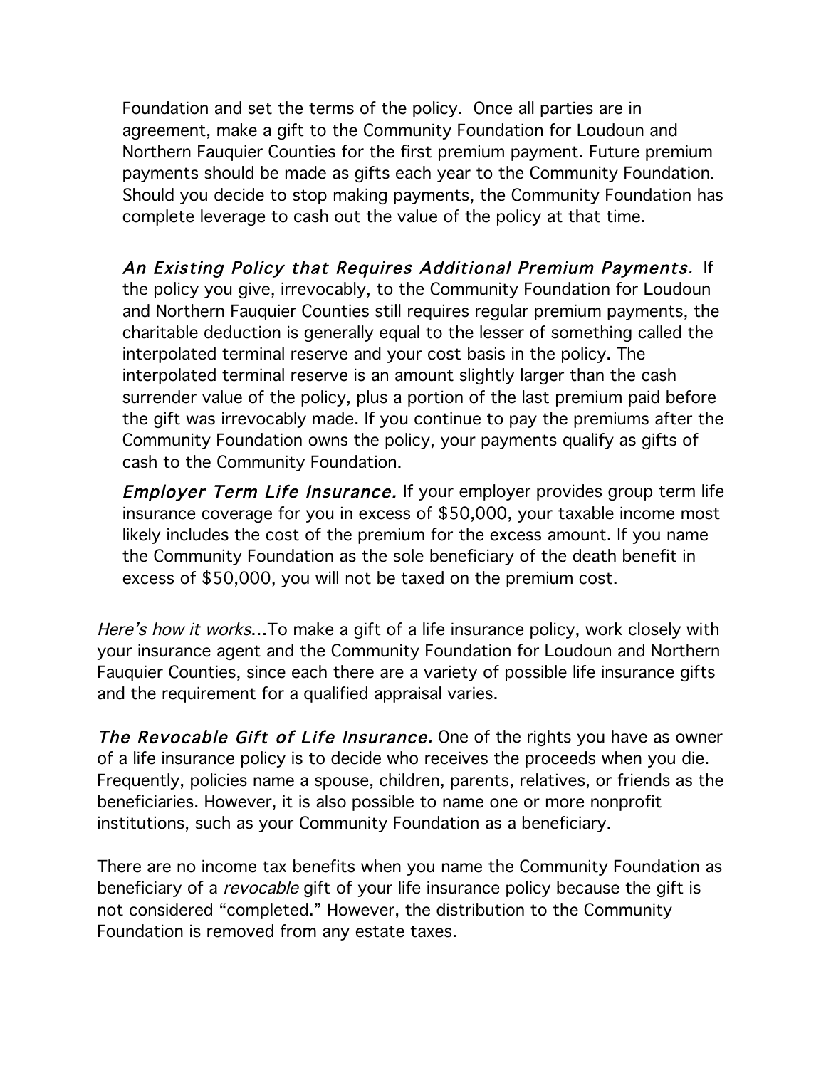Foundation and set the terms of the policy.  Once all parties are in agreement, make a gift to the Community Foundation for Loudoun and Northern Fauquier Counties for the first premium payment. Future premium payments should be made as gifts each year to the Community Foundation. Should you decide to stop making payments, the Community Foundation has complete leverage to cash out the value of the policy at that time.

*An Existing Policy that Requires Additional Premium Payments.* If the policy you give, irrevocably, to the Community Foundation for Loudoun and Northern Fauquier Counties still requires regular premium payments, the charitable deduction is generally equal to the lesser of something called the interpolated terminal reserve and your cost basis in the policy. The interpolated terminal reserve is an amount slightly larger than the cash surrender value of the policy, plus a portion of the last premium paid before the gift was irrevocably made. If you continue to pay the premiums after the Community Foundation owns the policy, your payments qualify as gifts of cash to the Community Foundation.

*Employer Term Life Insurance.* If your employer provides group term life insurance coverage for you in excess of $50,000, your taxable income most likely includes the cost of the premium for the excess amount. If you name the Community Foundation as the sole beneficiary of the death benefit in excess of $50,000, you will not be taxed on the premium cost.

*Here's how it works*...To make a gift of a life insurance policy, work closely with your insurance agent and the Community Foundation for Loudoun and Northern Fauquier Counties, since each there are a variety of possible life insurance gifts and the requirement for a qualified appraisal varies.

*The Revocable Gift of Life Insurance.* One of the rights you have as owner of a life insurance policy is to decide who receives the proceeds when you die. Frequently, policies name a spouse, children, parents, relatives, or friends as the beneficiaries. However, it is also possible to name one or more nonprofit institutions, such as your Community Foundation as a beneficiary.

There are no income tax benefits when you name the Community Foundation as beneficiary of a *revocable* gift of your life insurance policy because the gift is not considered "completed." However, the distribution to the Community Foundation is removed from any estate taxes.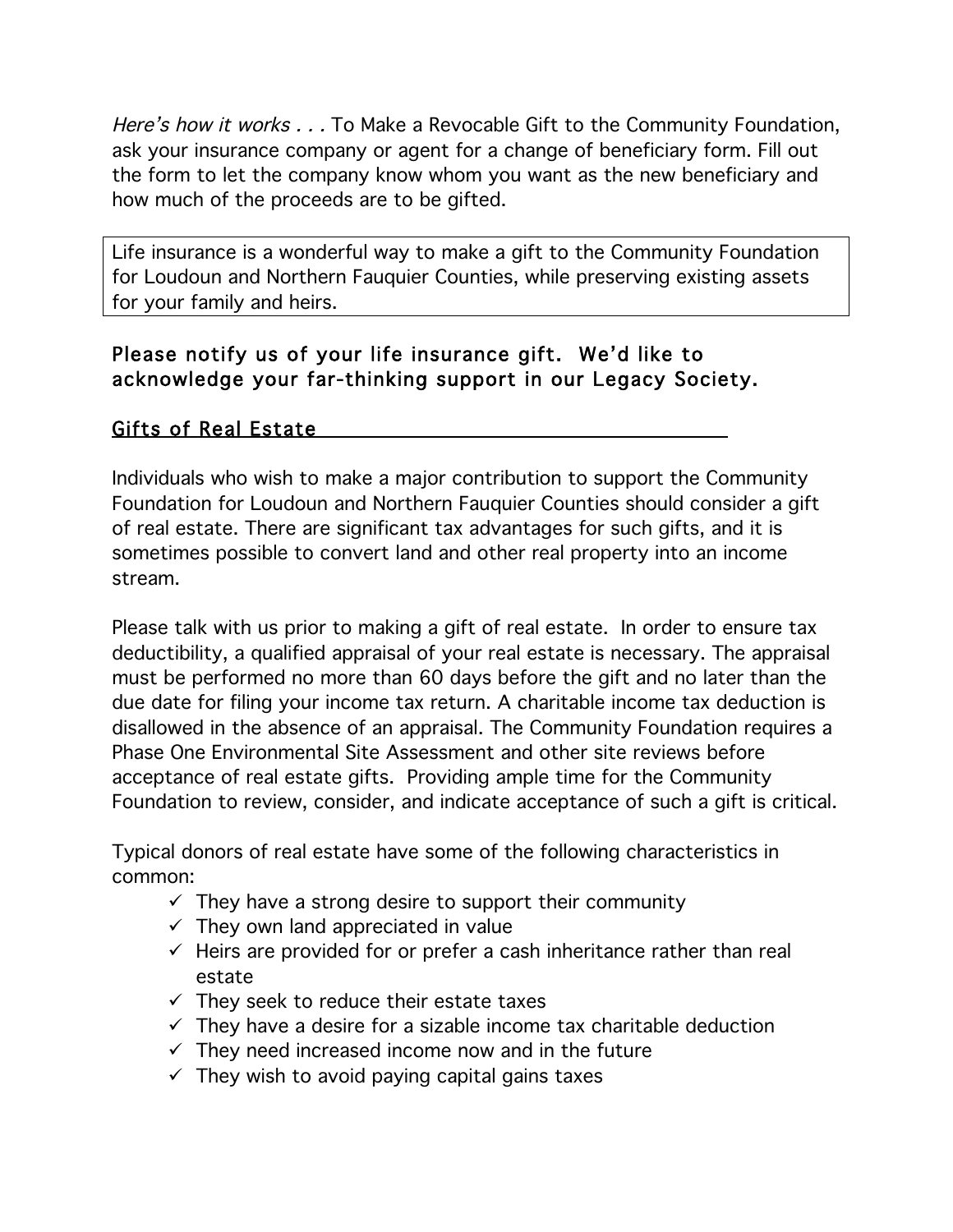*Here's how it works . . .* To Make a Revocable Gift to the Community Foundation, ask your insurance company or agent for a change of beneficiary form. Fill out the form to let the company know whom you want as the new beneficiary and how much of the proceeds are to be gifted.

> Life insurance is a wonderful way to make a gift to the Community Foundation for Loudoun and Northern Fauquier Counties, while preserving existing assets for your family and heirs.

**Please notify us of your life insurance gift. We'd like to acknowledge your far-thinking support in our Legacy Society.**

## Gifts of Real Estate

Individuals who wish to make a major contribution to support the Community Foundation for Loudoun and Northern Fauquier Counties should consider a gift of real estate. There are significant tax advantages for such gifts, and it is sometimes possible to convert land and other real property into an income stream.

Please talk with us prior to making a gift of real estate. In order to ensure tax deductibility, a qualified appraisal of your real estate is necessary. The appraisal must be performed no more than 60 days before the gift and no later than the due date for filing your income tax return. A charitable income tax deduction is disallowed in the absence of an appraisal. The Community Foundation requires a Phase One Environmental Site Assessment and other site reviews before acceptance of real estate gifts. Providing ample time for the Community Foundation to review, consider, and indicate acceptance of such a gift is critical.

Typical donors of real estate have some of the following characteristics in common:

- ✓ They have a strong desire to support their community
- ✓ They own land appreciated in value
- ✓ Heirs are provided for or prefer a cash inheritance rather than real estate
- ✓ They seek to reduce their estate taxes
- ✓ They have a desire for a sizable income tax charitable deduction
- ✓ They need increased income now and in the future
- ✓ They wish to avoid paying capital gains taxes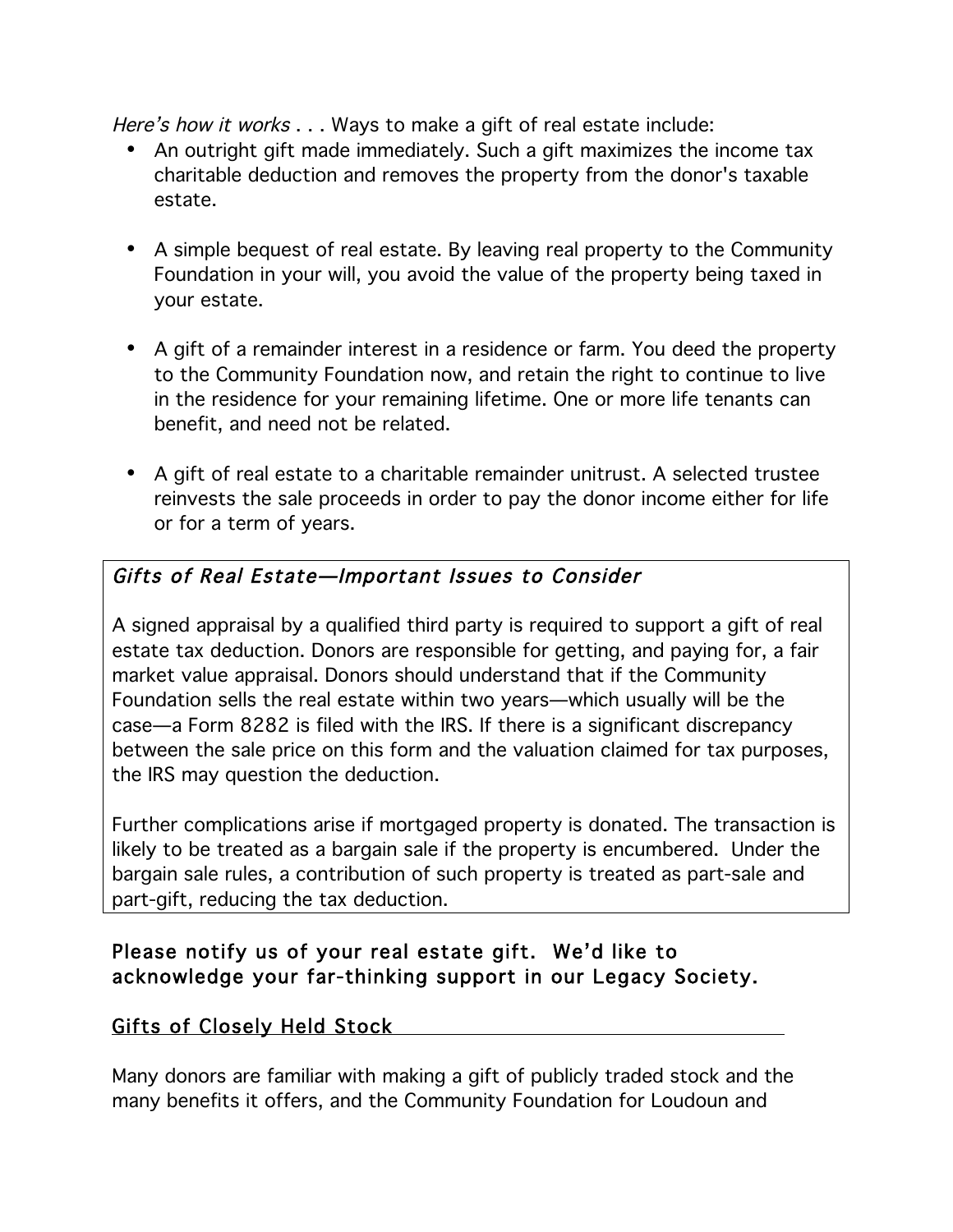*Here's how it works . . .* Ways to make a gift of real estate include:

- An outright gift made immediately. Such a gift maximizes the income tax charitable deduction and removes the property from the donor's taxable estate.

- A simple bequest of real estate. By leaving real property to the Community Foundation in your will, you avoid the value of the property being taxed in your estate.

- A gift of a remainder interest in a residence or farm. You deed the property to the Community Foundation now, and retain the right to continue to live in the residence for your remaining lifetime. One or more life tenants can benefit, and need not be related.

- A gift of real estate to a charitable remainder unitrust. A selected trustee reinvests the sale proceeds in order to pay the donor income either for life or for a term of years.

*Gifts of Real Estate—Important Issues to Consider*

A signed appraisal by a qualified third party is required to support a gift of real estate tax deduction. Donors are responsible for getting, and paying for, a fair market value appraisal. Donors should understand that if the Community Foundation sells the real estate within two years—which usually will be the case—a Form 8282 is filed with the IRS. If there is a significant discrepancy between the sale price on this form and the valuation claimed for tax purposes, the IRS may question the deduction.

Further complications arise if mortgaged property is donated. The transaction is likely to be treated as a bargain sale if the property is encumbered. Under the bargain sale rules, a contribution of such property is treated as part-sale and part-gift, reducing the tax deduction.

**Please notify us of your real estate gift. We'd like to acknowledge your far-thinking support in our Legacy Society.**

## Gifts of Closely Held Stock

Many donors are familiar with making a gift of publicly traded stock and the many benefits it offers, and the Community Foundation for Loudoun and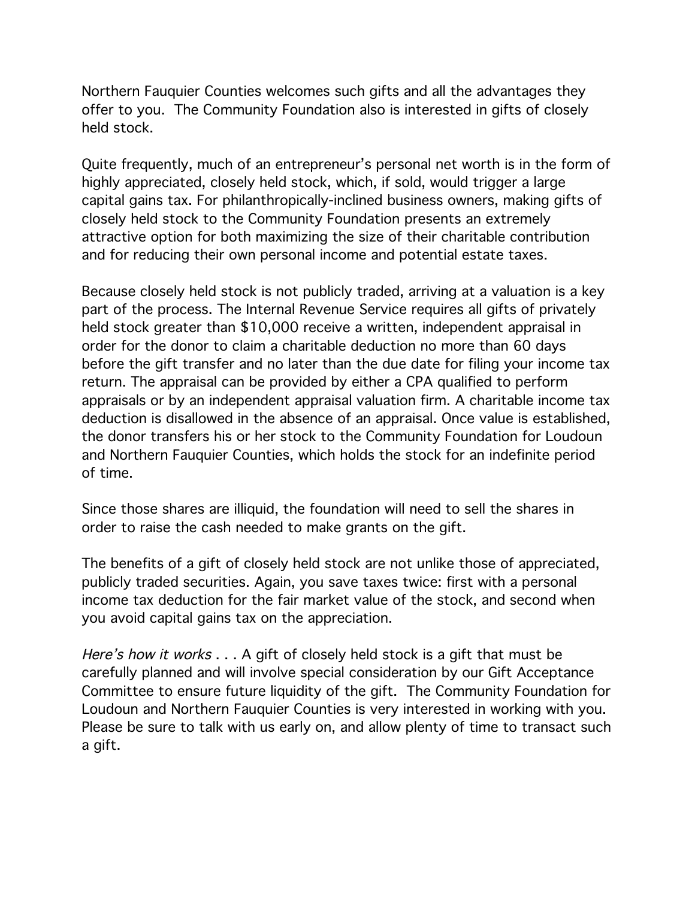Northern Fauquier Counties welcomes such gifts and all the advantages they offer to you. The Community Foundation also is interested in gifts of closely held stock.

Quite frequently, much of an entrepreneur's personal net worth is in the form of highly appreciated, closely held stock, which, if sold, would trigger a large capital gains tax. For philanthropically-inclined business owners, making gifts of closely held stock to the Community Foundation presents an extremely attractive option for both maximizing the size of their charitable contribution and for reducing their own personal income and potential estate taxes.

Because closely held stock is not publicly traded, arriving at a valuation is a key part of the process. The Internal Revenue Service requires all gifts of privately held stock greater than $10,000 receive a written, independent appraisal in order for the donor to claim a charitable deduction no more than 60 days before the gift transfer and no later than the due date for filing your income tax return. The appraisal can be provided by either a CPA qualified to perform appraisals or by an independent appraisal valuation firm. A charitable income tax deduction is disallowed in the absence of an appraisal. Once value is established, the donor transfers his or her stock to the Community Foundation for Loudoun and Northern Fauquier Counties, which holds the stock for an indefinite period of time.

Since those shares are illiquid, the foundation will need to sell the shares in order to raise the cash needed to make grants on the gift.

The benefits of a gift of closely held stock are not unlike those of appreciated, publicly traded securities. Again, you save taxes twice: first with a personal income tax deduction for the fair market value of the stock, and second when you avoid capital gains tax on the appreciation.

*Here's how it works* . . . A gift of closely held stock is a gift that must be carefully planned and will involve special consideration by our Gift Acceptance Committee to ensure future liquidity of the gift. The Community Foundation for Loudoun and Northern Fauquier Counties is very interested in working with you. Please be sure to talk with us early on, and allow plenty of time to transact such a gift.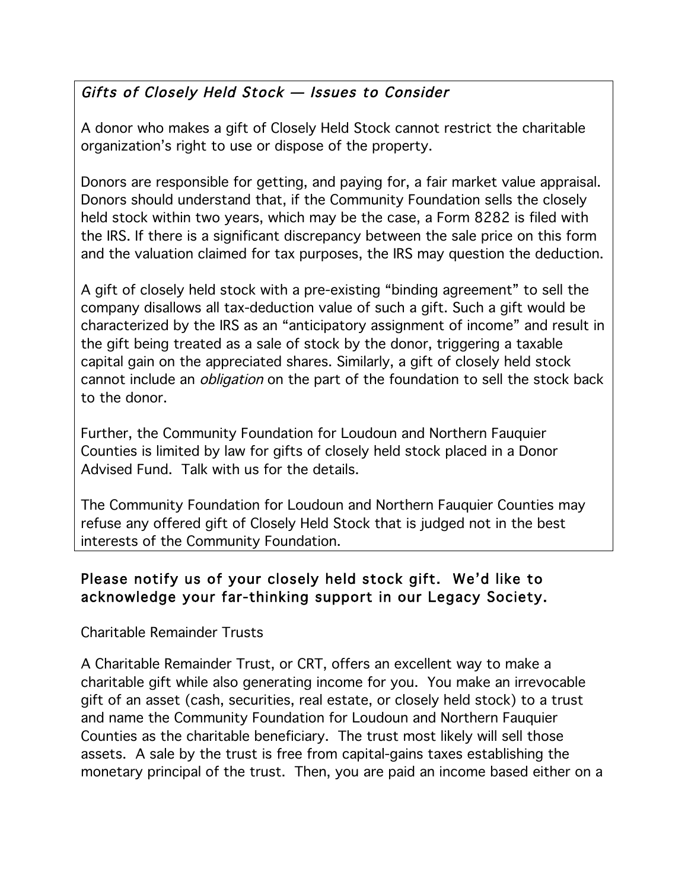### *Gifts of Closely Held Stock — Issues to Consider*

A donor who makes a gift of Closely Held Stock cannot restrict the charitable organization's right to use or dispose of the property.

Donors are responsible for getting, and paying for, a fair market value appraisal. Donors should understand that, if the Community Foundation sells the closely held stock within two years, which may be the case, a Form 8282 is filed with the IRS. If there is a significant discrepancy between the sale price on this form and the valuation claimed for tax purposes, the IRS may question the deduction.

A gift of closely held stock with a pre-existing "binding agreement" to sell the company disallows all tax-deduction value of such a gift. Such a gift would be characterized by the IRS as an "anticipatory assignment of income" and result in the gift being treated as a sale of stock by the donor, triggering a taxable capital gain on the appreciated shares. Similarly, a gift of closely held stock cannot include an *obligation* on the part of the foundation to sell the stock back to the donor.

Further, the Community Foundation for Loudoun and Northern Fauquier Counties is limited by law for gifts of closely held stock placed in a Donor Advised Fund. Talk with us for the details.

The Community Foundation for Loudoun and Northern Fauquier Counties may refuse any offered gift of Closely Held Stock that is judged not in the best interests of the Community Foundation.

**Please notify us of your closely held stock gift. We'd like to acknowledge your far-thinking support in our Legacy Society.**

Charitable Remainder Trusts

A Charitable Remainder Trust, or CRT, offers an excellent way to make a charitable gift while also generating income for you. You make an irrevocable gift of an asset (cash, securities, real estate, or closely held stock) to a trust and name the Community Foundation for Loudoun and Northern Fauquier Counties as the charitable beneficiary. The trust most likely will sell those assets. A sale by the trust is free from capital-gains taxes establishing the monetary principal of the trust. Then, you are paid an income based either on a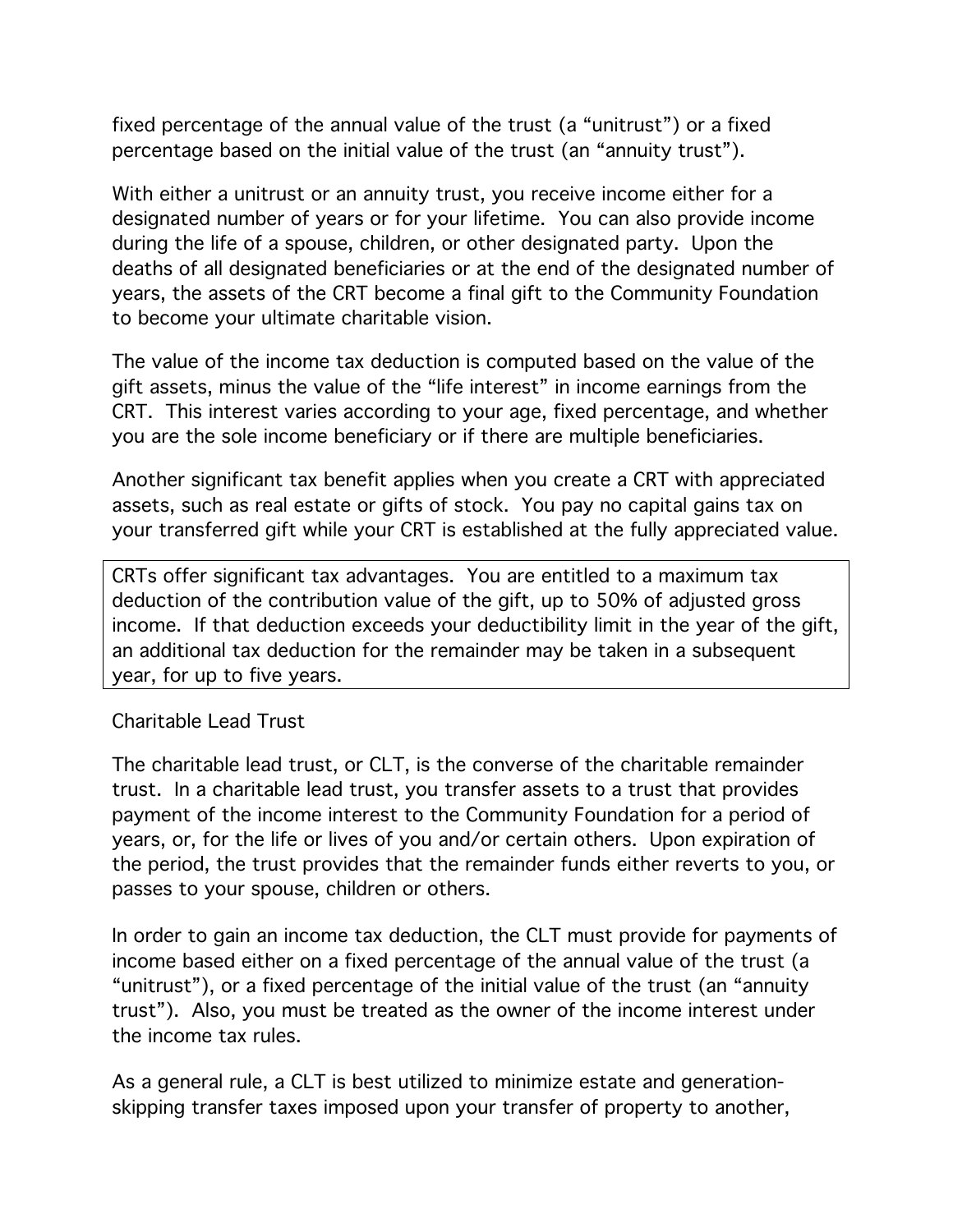fixed percentage of the annual value of the trust (a “unitrust”) or a fixed percentage based on the initial value of the trust (an “annuity trust”).

With either a unitrust or an annuity trust, you receive income either for a designated number of years or for your lifetime. You can also provide income during the life of a spouse, children, or other designated party. Upon the deaths of all designated beneficiaries or at the end of the designated number of years, the assets of the CRT become a final gift to the Community Foundation to become your ultimate charitable vision.

The value of the income tax deduction is computed based on the value of the gift assets, minus the value of the “life interest” in income earnings from the CRT. This interest varies according to your age, fixed percentage, and whether you are the sole income beneficiary or if there are multiple beneficiaries.

Another significant tax benefit applies when you create a CRT with appreciated assets, such as real estate or gifts of stock. You pay no capital gains tax on your transferred gift while your CRT is established at the fully appreciated value.

> CRTs offer significant tax advantages. You are entitled to a maximum tax deduction of the contribution value of the gift, up to 50% of adjusted gross income. If that deduction exceeds your deductibility limit in the year of the gift, an additional tax deduction for the remainder may be taken in a subsequent year, for up to five years.

Charitable Lead Trust

The charitable lead trust, or CLT, is the converse of the charitable remainder trust. In a charitable lead trust, you transfer assets to a trust that provides payment of the income interest to the Community Foundation for a period of years, or, for the life or lives of you and/or certain others. Upon expiration of the period, the trust provides that the remainder funds either reverts to you, or passes to your spouse, children or others.

In order to gain an income tax deduction, the CLT must provide for payments of income based either on a fixed percentage of the annual value of the trust (a “unitrust”), or a fixed percentage of the initial value of the trust (an “annuity trust”). Also, you must be treated as the owner of the income interest under the income tax rules.

As a general rule, a CLT is best utilized to minimize estate and generation-skipping transfer taxes imposed upon your transfer of property to another,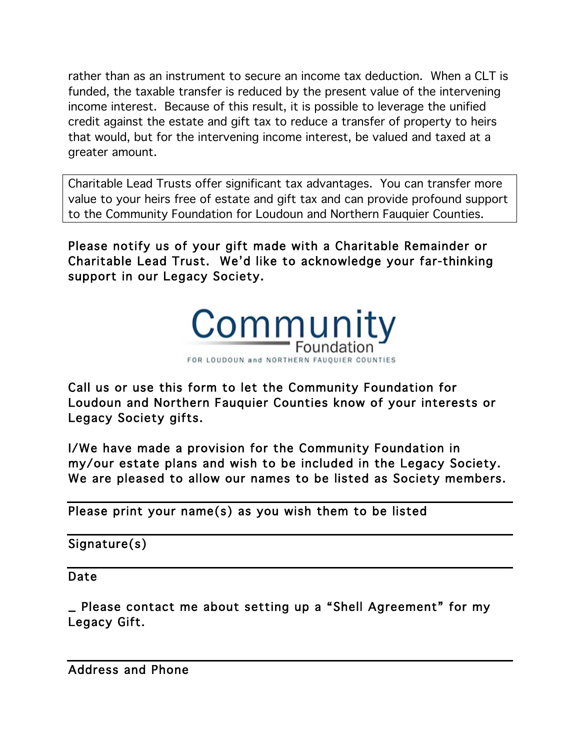rather than as an instrument to secure an income tax deduction. When a CLT is funded, the taxable transfer is reduced by the present value of the intervening income interest. Because of this result, it is possible to leverage the unified credit against the estate and gift tax to reduce a transfer of property to heirs that would, but for the intervening income interest, be valued and taxed at a greater amount.

> Charitable Lead Trusts offer significant tax advantages. You can transfer more value to your heirs free of estate and gift tax and can provide profound support to the Community Foundation for Loudoun and Northern Fauquier Counties.

**Please notify us of your gift made with a Charitable Remainder or Charitable Lead Trust. We'd like to acknowledge your far-thinking support in our Legacy Society.**

Community Foundation
FOR LOUDOUN and NORTHERN FAUQUIER COUNTIES

Call us or use this form to let the Community Foundation for Loudoun and Northern Fauquier Counties know of your interests or Legacy Society gifts.

I/We have made a provision for the Community Foundation in my/our estate plans and wish to be included in the Legacy Society. We are pleased to allow our names to be listed as Society members.

---

Please print your name(s) as you wish them to be listed

---

Signature(s)

---

Date

_ Please contact me about setting up a "Shell Agreement" for my Legacy Gift.

---

Address and Phone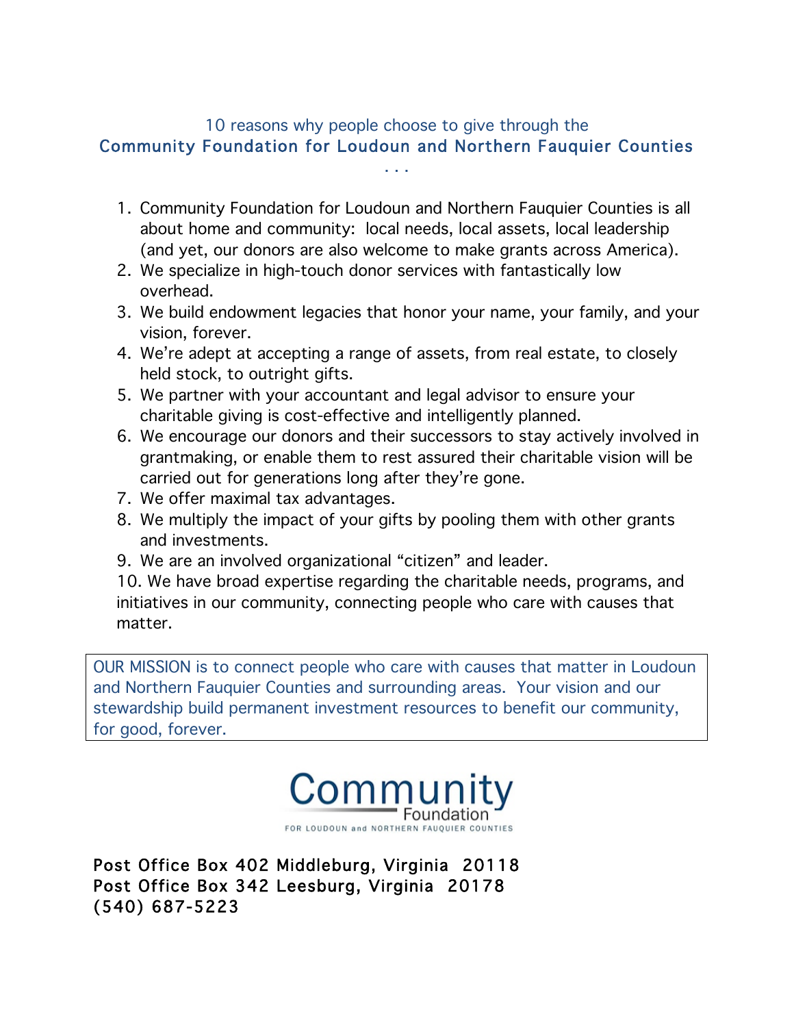## 10 reasons why people choose to give through the Community Foundation for Loudoun and Northern Fauquier Counties . . .

1. Community Foundation for Loudoun and Northern Fauquier Counties is all about home and community: local needs, local assets, local leadership (and yet, our donors are also welcome to make grants across America).
2. We specialize in high-touch donor services with fantastically low overhead.
3. We build endowment legacies that honor your name, your family, and your vision, forever.
4. We're adept at accepting a range of assets, from real estate, to closely held stock, to outright gifts.
5. We partner with your accountant and legal advisor to ensure your charitable giving is cost-effective and intelligently planned.
6. We encourage our donors and their successors to stay actively involved in grantmaking, or enable them to rest assured their charitable vision will be carried out for generations long after they're gone.
7. We offer maximal tax advantages.
8. We multiply the impact of your gifts by pooling them with other grants and investments.
9. We are an involved organizational "citizen" and leader.
10. We have broad expertise regarding the charitable needs, programs, and initiatives in our community, connecting people who care with causes that matter.

OUR MISSION is to connect people who care with causes that matter in Loudoun and Northern Fauquier Counties and surrounding areas. Your vision and our stewardship build permanent investment resources to benefit our community, for good, forever.

Community Foundation FOR LOUDOUN and NORTHERN FAUQUIER COUNTIES

Post Office Box 402 Middleburg, Virginia 20118
Post Office Box 342 Leesburg, Virginia 20178
(540) 687-5223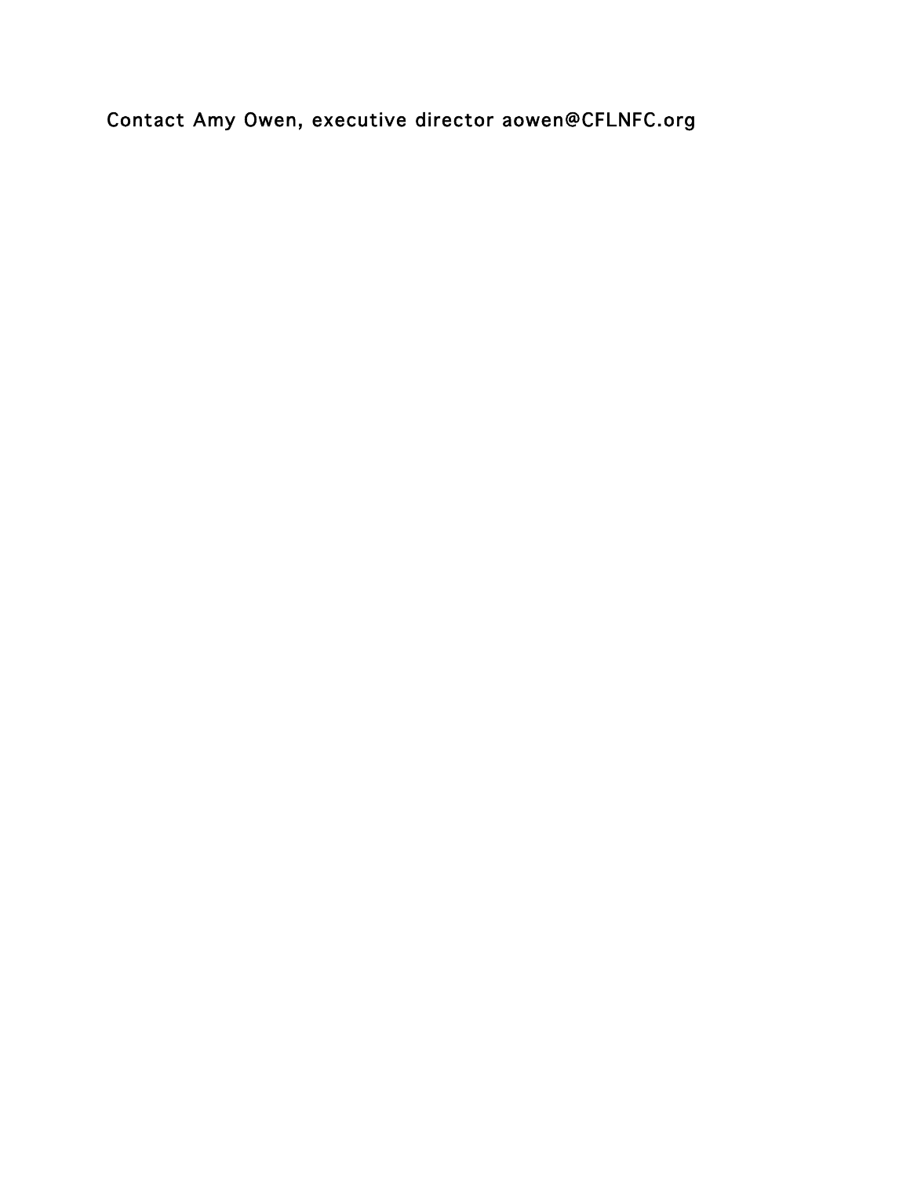Contact Amy Owen, executive director aowen@CFLNFC.org